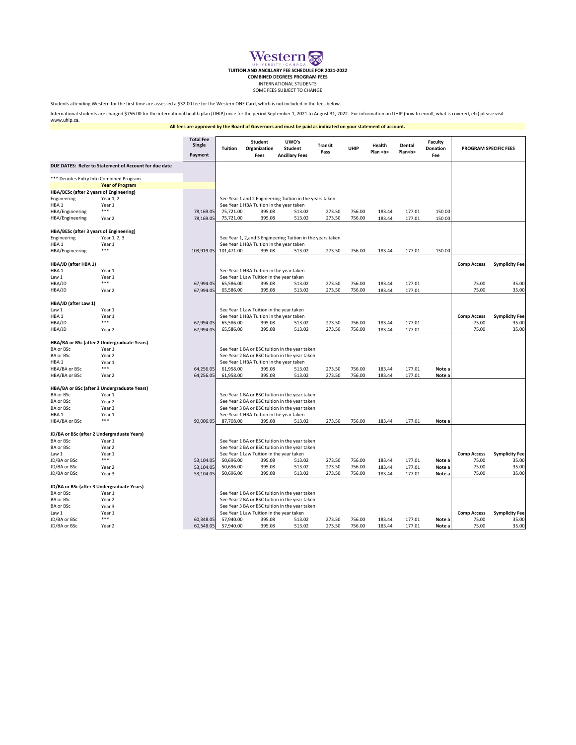Western UNIVERSITY · CANADA

**TUITION AND ANCILLARY FEE SCHEDULE FOR 2021-2022**
**COMBINED DEGREES PROGRAM FEES**
INTERNATIONAL STUDENTS
SOME FEES SUBJECT TO CHANGE

Students attending Western for the first time are assessed a $32.00 fee for the Western ONE Card, which is not included in the fees below.

International students are charged $756.00 for the international health plan (UHIP) once for the period September 1, 2021 to August 31, 2022. For information on UHIP (how to enroll, what is covered, etc) please visit www.uhip.ca.

**All fees are approved by the Board of Governors and must be paid as indicated on your statement of account.**

| | | Total Fee Single Payment | Tuition | Student Organization Fees | UWO's Student Ancillary Fees | Transit Pass | UHIP | Health Plan <b> | Dental Plan<b> | Faculty Donation Fee | PROGRAM SPECIFIC FEES | |
|---|---|---|---|---|---|---|---|---|---|---|---|---|
| **DUE DATES: Refer to Statement of Account for due date** | | | | | | | | | | | | |
| *** Denotes Entry Into Combined Program | | | | | | | | | | | | |
| | **Year of Program** | | | | | | | | | | | |
| **HBA/BESc (after 2 years of Engineering)** | | | | | | | | | | | | |
| Engineering | Year 1, 2 | | See Year 1 and 2 Engineering Tuition in the years taken | | | | | | | | | |
| HBA 1 | Year 1 | | See Year 1 HBA Tuition in the year taken | | | | | | | | | |
| HBA/Engineering | *** | 78,169.05 | 75,721.00 | 395.08 | 513.02 | 273.50 | 756.00 | 183.44 | 177.01 | 150.00 | | |
| HBA/Engineering | Year 2 | 78,169.05 | 75,721.00 | 395.08 | 513.02 | 273.50 | 756.00 | 183.44 | 177.01 | 150.00 | | |
| **HBA/BESc (after 3 years of Engineering)** | | | | | | | | | | | | |
| Engineering | Year 1, 2, 3 | | See Year 1, 2,and 3 Engineering Tuition in the years taken | | | | | | | | | |
| HBA 1 | Year 1 | | See Year 1 HBA Tuition in the year taken | | | | | | | | | |
| HBA/Engineering | *** | 103,919.05 | 101,471.00 | 395.08 | 513.02 | 273.50 | 756.00 | 183.44 | 177.01 | 150.00 | | |
| **HBA/JD (after HBA 1)** | | | | | | | | | | | **Comp Access** | **Symplicity Fee** |
| HBA 1 | Year 1 | | See Year 1 HBA Tuition in the year taken | | | | | | | | | |
| Law 1 | Year 1 | | See Year 1 Law Tuition in the year taken | | | | | | | | | |
| HBA/JD | *** | 67,994.05 | 65,586.00 | 395.08 | 513.02 | 273.50 | 756.00 | 183.44 | 177.01 | | 75.00 | 35.00 |
| HBA/JD | Year 2 | 67,994.05 | 65,586.00 | 395.08 | 513.02 | 273.50 | 756.00 | 183.44 | 177.01 | | 75.00 | 35.00 |
| **HBA/JD (after Law 1)** | | | | | | | | | | | | |
| Law 1 | Year 1 | | See Year 1 Law Tuition in the year taken | | | | | | | | | |
| HBA 1 | Year 1 | | See Year 1 HBA Tuition in the year taken | | | | | | | | **Comp Access** | **Symplicity Fee** |
| HBA/JD | *** | 67,994.05 | 65,586.00 | 395.08 | 513.02 | 273.50 | 756.00 | 183.44 | 177.01 | | 75.00 | 35.00 |
| HBA/JD | Year 2 | 67,994.05 | 65,586.00 | 395.08 | 513.02 | 273.50 | 756.00 | 183.44 | 177.01 | | 75.00 | 35.00 |
| **HBA/BA or BSc (after 2 Undergraduate Years)** | | | | | | | | | | | | |
| BA or BSc | Year 1 | | See Year 1 BA or BSC tuition in the year taken | | | | | | | | | |
| BA or BSc | Year 2 | | See Year 2 BA or BSC tuition in the year taken | | | | | | | | | |
| HBA 1 | Year 1 | | See Year 1 HBA Tuition in the year taken | | | | | | | | | |
| HBA/BA or BSc | *** | 64,256.05 | 61,958.00 | 395.08 | 513.02 | 273.50 | 756.00 | 183.44 | 177.01 | **Note a** | | |
| HBA/BA or BSc | Year 2 | 64,256.05 | 61,958.00 | 395.08 | 513.02 | 273.50 | 756.00 | 183.44 | 177.01 | **Note a** | | |
| **HBA/BA or BSc (after 3 Undergraduate Years)** | | | | | | | | | | | | |
| BA or BSc | Year 1 | | See Year 1 BA or BSC tuition in the year taken | | | | | | | | | |
| BA or BSc | Year 2 | | See Year 2 BA or BSC tuition in the year taken | | | | | | | | | |
| BA or BSc | Year 3 | | See Year 3 BA or BSC tuition in the year taken | | | | | | | | | |
| HBA 1 | Year 1 | | See Year 1 HBA Tuition in the year taken | | | | | | | | | |
| HBA/BA or BSc | *** | 90,006.05 | 87,708.00 | 395.08 | 513.02 | 273.50 | 756.00 | 183.44 | 177.01 | **Note a** | | |
| **JD/BA or BSc (after 2 Undergraduate Years)** | | | | | | | | | | | | |
| BA or BSc | Year 1 | | See Year 1 BA or BSC tuition in the year taken | | | | | | | | | |
| BA or BSc | Year 2 | | See Year 2 BA or BSC tuition in the year taken | | | | | | | | | |
| Law 1 | Year 1 | | See Year 1 Law Tuition in the year taken | | | | | | | | **Comp Access** | **Symplicity Fee** |
| JD/BA or BSc | *** | 53,104.05 | 50,696.00 | 395.08 | 513.02 | 273.50 | 756.00 | 183.44 | 177.01 | **Note a** | 75.00 | 35.00 |
| JD/BA or BSc | Year 2 | 53,104.05 | 50,696.00 | 395.08 | 513.02 | 273.50 | 756.00 | 183.44 | 177.01 | **Note a** | 75.00 | 35.00 |
| JD/BA or BSc | Year 3 | 53,104.05 | 50,696.00 | 395.08 | 513.02 | 273.50 | 756.00 | 183.44 | 177.01 | **Note a** | 75.00 | 35.00 |
| **JD/BA or BSc (after 3 Undergraduate Years)** | | | | | | | | | | | | |
| BA or BSc | Year 1 | | See Year 1 BA or BSC tuition in the year taken | | | | | | | | | |
| BA or BSc | Year 2 | | See Year 2 BA or BSC tuition in the year taken | | | | | | | | | |
| BA or BSc | Year 3 | | See Year 3 BA or BSC tuition in the year taken | | | | | | | | | |
| Law 1 | Year 1 | | See Year 1 Law Tuition in the year taken | | | | | | | | **Comp Access** | **Symplicity Fee** |
| JD/BA or BSc | *** | 60,348.05 | 57,940.00 | 395.08 | 513.02 | 273.50 | 756.00 | 183.44 | 177.01 | **Note a** | 75.00 | 35.00 |
| JD/BA or BSc | Year 2 | 60,348.05 | 57,940.00 | 395.08 | 513.02 | 273.50 | 756.00 | 183.44 | 177.01 | **Note a** | 75.00 | 35.00 |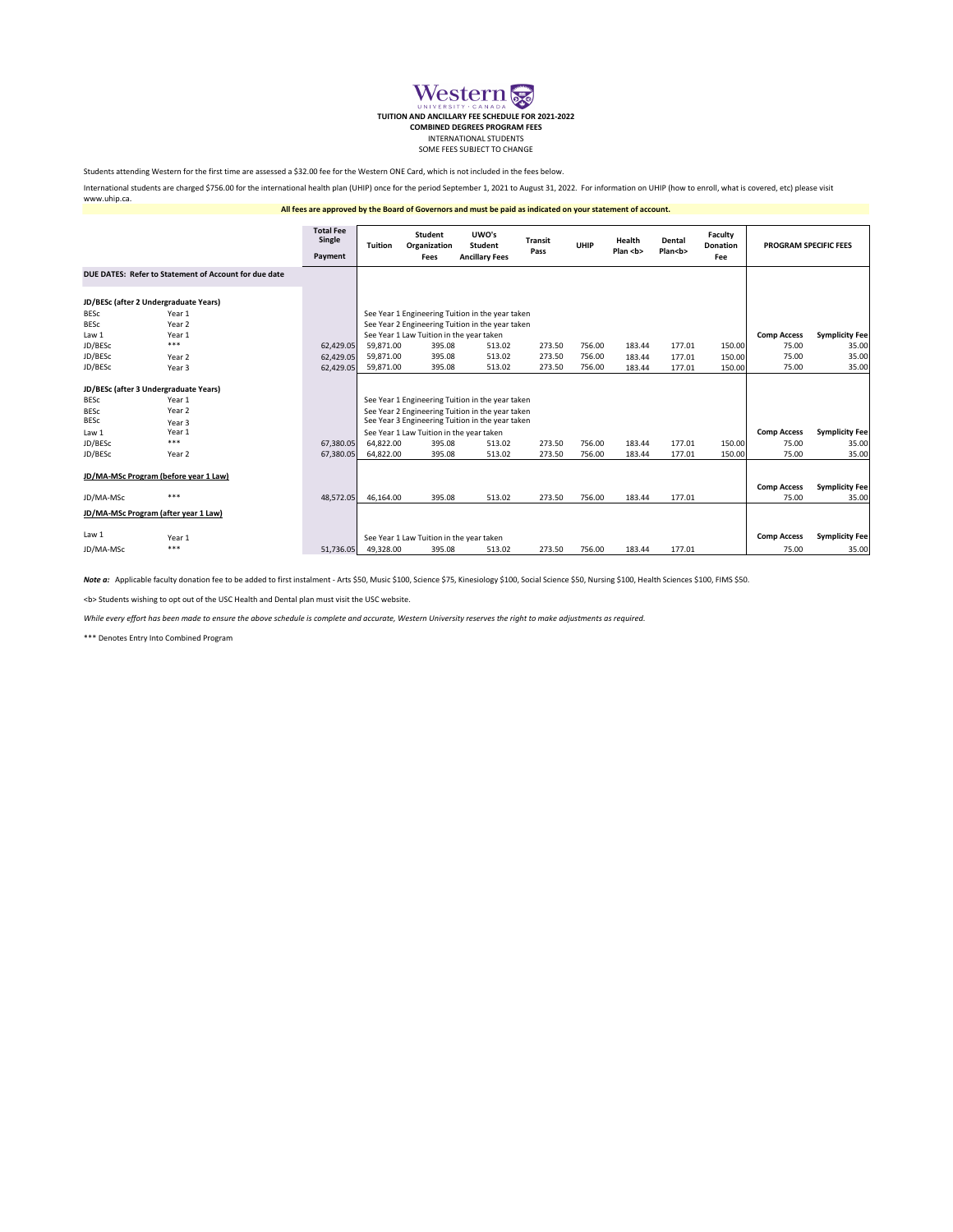# Western University · Canada

**TUITION AND ANCILLARY FEE SCHEDULE FOR 2021-2022**

**COMBINED DEGREES PROGRAM FEES**

INTERNATIONAL STUDENTS

SOME FEES SUBJECT TO CHANGE

Students attending Western for the first time are assessed a $32.00 fee for the Western ONE Card, which is not included in the fees below.

International students are charged $756.00 for the international health plan (UHIP) once for the period September 1, 2021 to August 31, 2022. For information on UHIP (how to enroll, what is covered, etc) please visit www.uhip.ca.

**All fees are approved by the Board of Governors and must be paid as indicated on your statement of account.**

| | | Total Fee Single Payment | Tuition | Student Organization Fees | UWO's Student Ancillary Fees | Transit Pass | UHIP | Health Plan <b> | Dental Plan<b> | Faculty Donation Fee | PROGRAM SPECIFIC FEES | |
|---|---|---|---|---|---|---|---|---|---|---|---|---|
| **DUE DATES: Refer to Statement of Account for due date** | | | | | | | | | | | | |
| **JD/BESc (after 2 Undergraduate Years)** | | | | | | | | | | | | |
| BESc | Year 1 | | See Year 1 Engineering Tuition in the year taken | | | | | | | | | |
| BESc | Year 2 | | See Year 2 Engineering Tuition in the year taken | | | | | | | | | |
| Law 1 | Year 1 | | See Year 1 Law Tuition in the year taken | | | | | | | | **Comp Access** | **Symplicity Fee** |
| JD/BESc | *** | 62,429.05 | 59,871.00 | 395.08 | 513.02 | 273.50 | 756.00 | 183.44 | 177.01 | 150.00 | 75.00 | 35.00 |
| JD/BESc | Year 2 | 62,429.05 | 59,871.00 | 395.08 | 513.02 | 273.50 | 756.00 | 183.44 | 177.01 | 150.00 | 75.00 | 35.00 |
| JD/BESc | Year 3 | 62,429.05 | 59,871.00 | 395.08 | 513.02 | 273.50 | 756.00 | 183.44 | 177.01 | 150.00 | 75.00 | 35.00 |
| **JD/BESc (after 3 Undergraduate Years)** | | | | | | | | | | | | |
| BESc | Year 1 | | See Year 1 Engineering Tuition in the year taken | | | | | | | | | |
| BESc | Year 2 | | See Year 2 Engineering Tuition in the year taken | | | | | | | | | |
| BESc | Year 3 | | See Year 3 Engineering Tuition in the year taken | | | | | | | | | |
| Law 1 | Year 1 | | See Year 1 Law Tuition in the year taken | | | | | | | | **Comp Access** | **Symplicity Fee** |
| JD/BESc | *** | 67,380.05 | 64,822.00 | 395.08 | 513.02 | 273.50 | 756.00 | 183.44 | 177.01 | 150.00 | 75.00 | 35.00 |
| JD/BESc | Year 2 | 67,380.05 | 64,822.00 | 395.08 | 513.02 | 273.50 | 756.00 | 183.44 | 177.01 | 150.00 | 75.00 | 35.00 |
| **JD/MA-MSc Program (before year 1 Law)** | | | | | | | | | | | **Comp Access** | **Symplicity Fee** |
| JD/MA-MSc | *** | 48,572.05 | 46,164.00 | 395.08 | 513.02 | 273.50 | 756.00 | 183.44 | 177.01 | | 75.00 | 35.00 |
| **JD/MA-MSc Program (after year 1 Law)** | | | | | | | | | | | | |
| Law 1 | Year 1 | | See Year 1 Law Tuition in the year taken | | | | | | | | **Comp Access** | **Symplicity Fee** |
| JD/MA-MSc | *** | 51,736.05 | 49,328.00 | 395.08 | 513.02 | 273.50 | 756.00 | 183.44 | 177.01 | | 75.00 | 35.00 |

***Note a:*** Applicable faculty donation fee to be added to first instalment - Arts $50, Music $100, Science $75, Kinesiology $100, Social Science $50, Nursing $100, Health Sciences $100, FIMS $50.

<b> Students wishing to opt out of the USC Health and Dental plan must visit the USC website.

*While every effort has been made to ensure the above schedule is complete and accurate, Western University reserves the right to make adjustments as required.*

*** Denotes Entry Into Combined Program